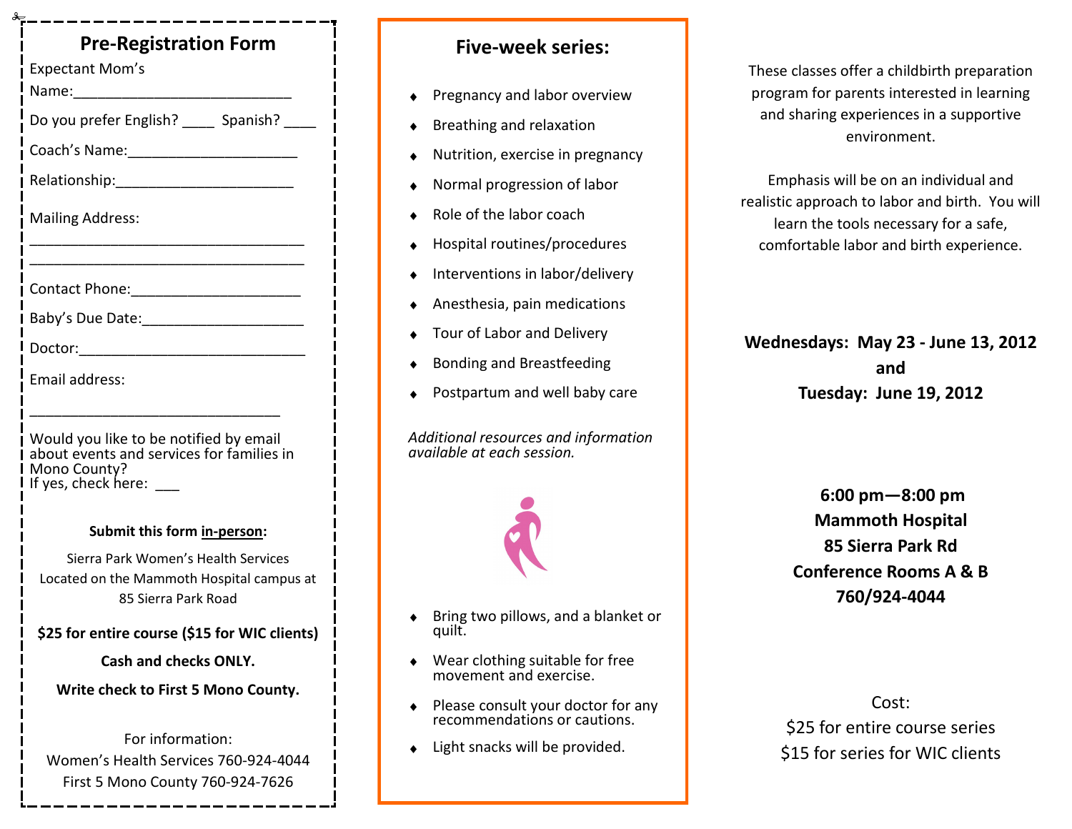## Pre-Registration Form

Expectant Mom's Name:___________________________

Do you prefer English? ____ Spanish? ____

Coach's Name:______________________

Relationship:______________________

Mailing Address:

___________________________________

___________________________________

Contact Phone:_____________________

Baby's Due Date:____________________

Doctor:____________________________

Email address:

_______________________________

Would you like to be notified by email about events and services for families in Mono County?
If yes, check here: ___

**Submit this form in-person:**

Sierra Park Women's Health Services
Located on the Mammoth Hospital campus at
85 Sierra Park Road

**$25 for entire course ($15 for WIC clients)**

**Cash and checks ONLY.**

**Write check to First 5 Mono County.**

For information:
Women's Health Services 760-924-4044
First 5 Mono County 760-924-7626

## Five-week series:

- Pregnancy and labor overview
- Breathing and relaxation
- Nutrition, exercise in pregnancy
- Normal progression of labor
- Role of the labor coach
- Hospital routines/procedures
- Interventions in labor/delivery
- Anesthesia, pain medications
- Tour of Labor and Delivery
- Bonding and Breastfeeding
- Postpartum and well baby care

*Additional resources and information available at each session.*

- Bring two pillows, and a blanket or quilt.
- Wear clothing suitable for free movement and exercise.
- Please consult your doctor for any recommendations or cautions.
- Light snacks will be provided.

These classes offer a childbirth preparation program for parents interested in learning and sharing experiences in a supportive environment.

Emphasis will be on an individual and realistic approach to labor and birth. You will learn the tools necessary for a safe, comfortable labor and birth experience.

**Wednesdays: May 23 - June 13, 2012**
**and**
**Tuesday: June 19, 2012**

**6:00 pm—8:00 pm**
**Mammoth Hospital**
**85 Sierra Park Rd**
**Conference Rooms A & B**
**760/924-4044**

Cost:
$25 for entire course series
$15 for series for WIC clients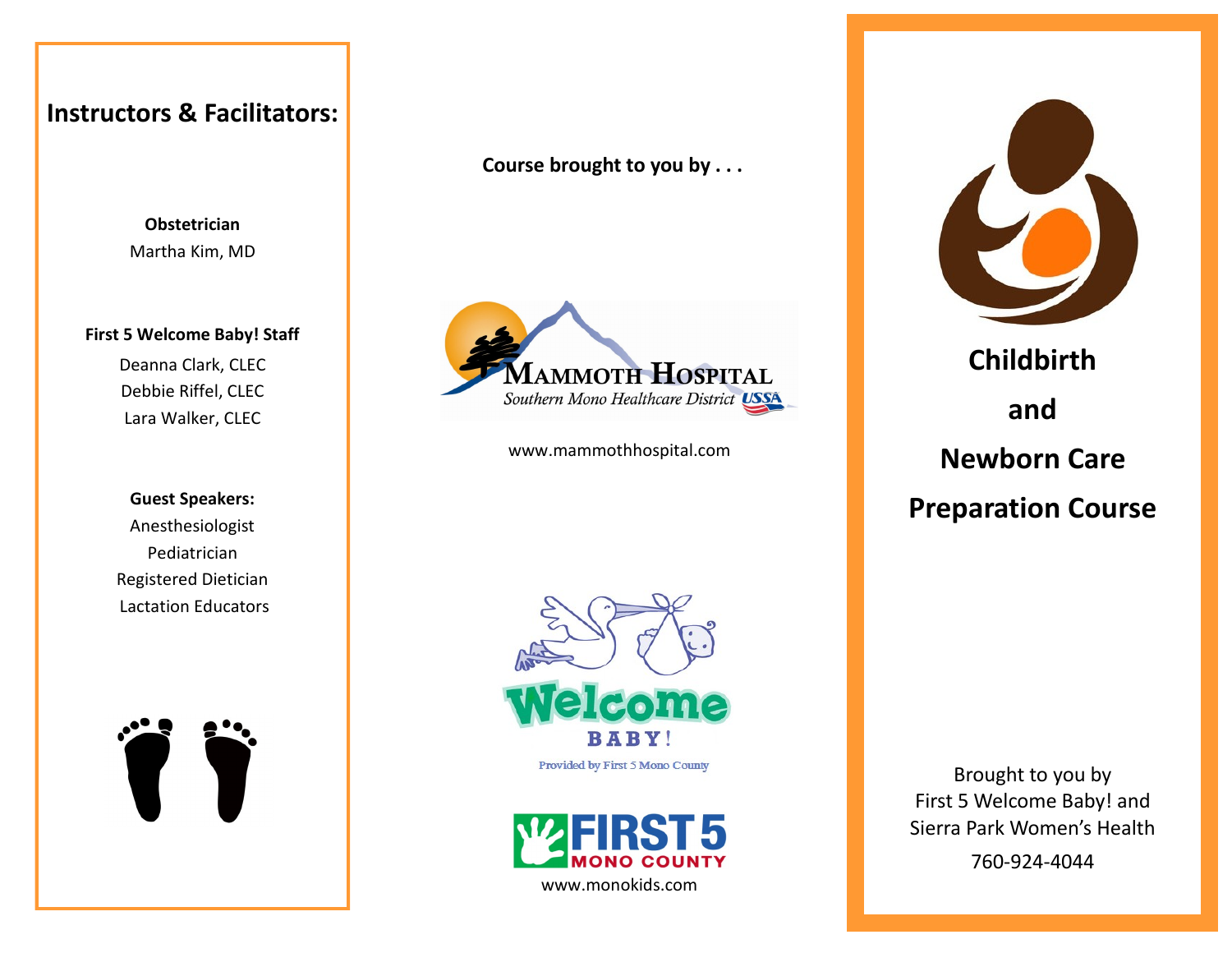## Instructors & Facilitators:

**Obstetrician**
Martha Kim, MD

**First 5 Welcome Baby! Staff**
Deanna Clark, CLEC
Debbie Riffel, CLEC
Lara Walker, CLEC

**Guest Speakers:**
Anesthesiologist
Pediatrician
Registered Dietician
Lactation Educators

**Course brought to you by . . .**

MAMMOTH HOSPITAL
*Southern Mono Healthcare District* USSA

www.mammothhospital.com

Welcome BABY!
Provided by First 5 Mono County

FIRST 5 MONO COUNTY
www.monokids.com

# Childbirth and Newborn Care Preparation Course

Brought to you by
First 5 Welcome Baby! and
Sierra Park Women's Health

760-924-4044